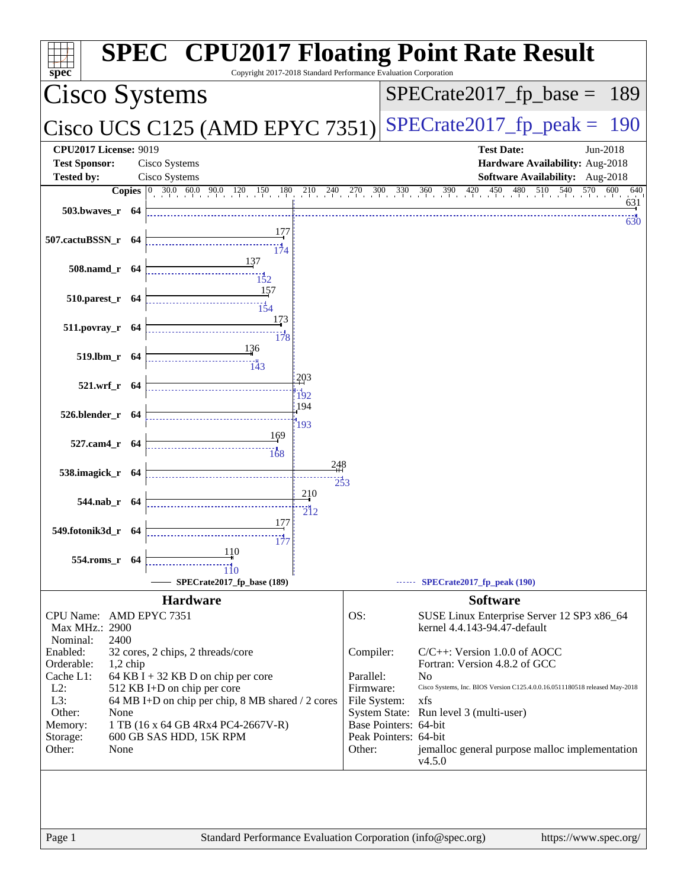# SPEC CPU2017 Floating Point Rate Result

Copyright 2017-2018 Standard Performance Evaluation Corporation

## Cisco Systems

## Cisco UCS C125 (AMD EPYC 7351)

SPECrate2017_fp_base = 189

SPECrate2017_fp_peak = 190

| | | | |
|---|---|---|---|
| **CPU2017 License:** | 9019 | **Test Date:** | Jun-2018 |
| **Test Sponsor:** | Cisco Systems | **Hardware Availability:** | Aug-2018 |
| **Tested by:** | Cisco Systems | **Software Availability:** | Aug-2018 |

| Benchmark | Copies | Base | Peak |
|---|---|---|---|
| 503.bwaves_r | 64 | 631 | 630 |
| 507.cactuBSSN_r | 64 | 177 | 174 |
| 508.namd_r | 64 | 137 | 152 |
| 510.parest_r | 64 | 157 | 154 |
| 511.povray_r | 64 | 173 | 178 |
| 519.lbm_r | 64 | 136 | 143 |
| 521.wrf_r | 64 | 203 | 192 |
| 526.blender_r | 64 | 194 | 193 |
| 527.cam4_r | 64 | 169 | 168 |
| 538.imagick_r | 64 | 248 | 253 |
| 544.nab_r | 64 | 210 | 212 |
| 549.fotonik3d_r | 64 | 177 | 177 |
| 554.roms_r | 64 | 110 | 110 |

SPECrate2017_fp_base (189) — SPECrate2017_fp_peak (190)

### Hardware

| | |
|---|---|
| CPU Name: | AMD EPYC 7351 |
| Max MHz.: | 2900 |
| Nominal: | 2400 |
| Enabled: | 32 cores, 2 chips, 2 threads/core |
| Orderable: | 1,2 chip |
| Cache L1: | 64 KB I + 32 KB D on chip per core |
| L2: | 512 KB I+D on chip per core |
| L3: | 64 MB I+D on chip per chip, 8 MB shared / 2 cores |
| Other: | None |
| Memory: | 1 TB (16 x 64 GB 4Rx4 PC4-2667V-R) |
| Storage: | 600 GB SAS HDD, 15K RPM |
| Other: | None |

### Software

| | |
|---|---|
| OS: | SUSE Linux Enterprise Server 12 SP3 x86_64 kernel 4.4.143-94.47-default |
| Compiler: | C/C++: Version 1.0.0 of AOCC Fortran: Version 4.8.2 of GCC |
| Parallel: | No |
| Firmware: | Cisco Systems, Inc. BIOS Version C125.4.0.0.16.0511180518 released May-2018 |
| File System: | xfs |
| System State: | Run level 3 (multi-user) |
| Base Pointers: | 64-bit |
| Peak Pointers: | 64-bit |
| Other: | jemalloc general purpose malloc implementation v4.5.0 |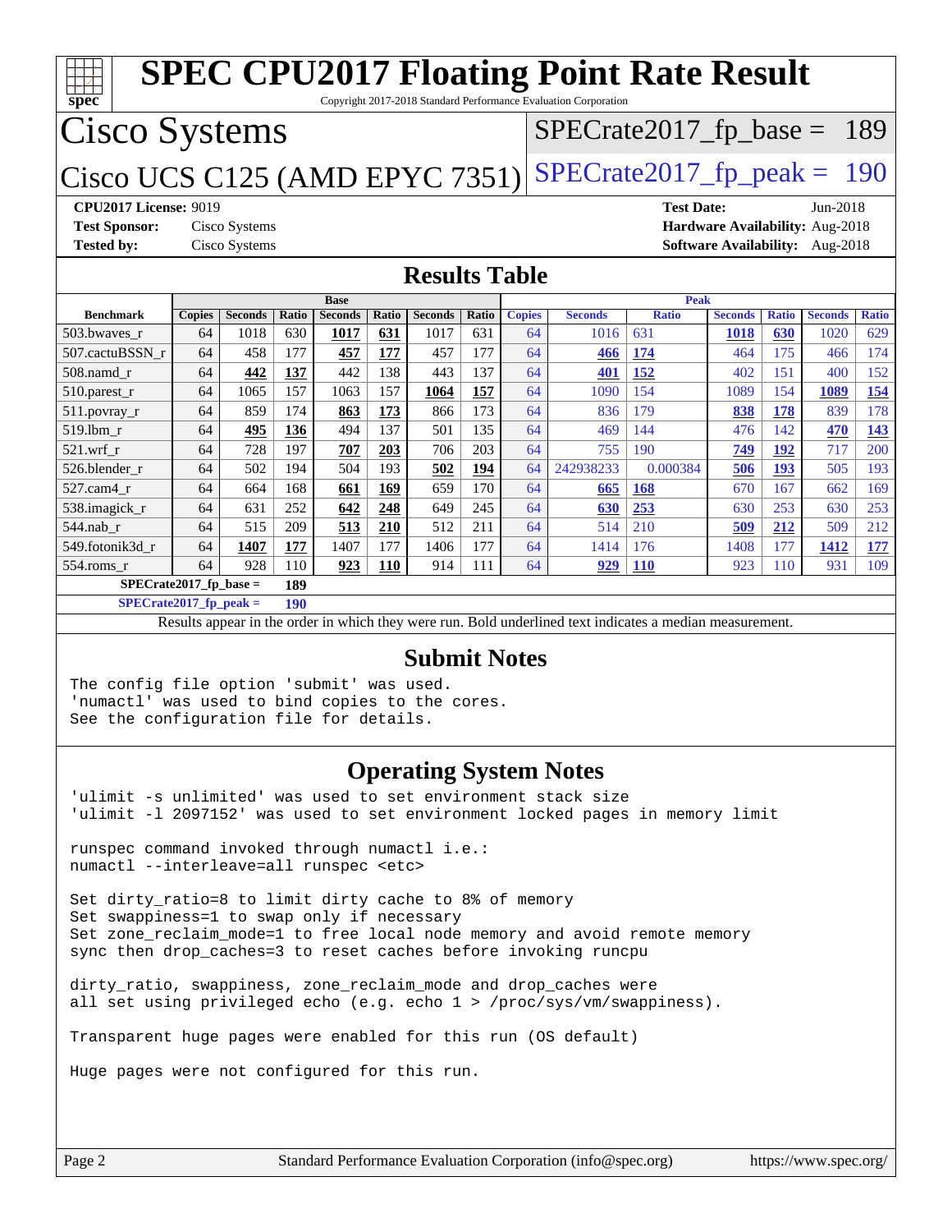# SPEC CPU2017 Floating Point Rate Result

Copyright 2017-2018 Standard Performance Evaluation Corporation

## Cisco Systems

## Cisco UCS C125 (AMD EPYC 7351)

SPECrate2017_fp_base = 189

SPECrate2017_fp_peak = 190

**CPU2017 License:** 9019
**Test Sponsor:** Cisco Systems
**Tested by:** Cisco Systems
**Test Date:** Jun-2018
**Hardware Availability:** Aug-2018
**Software Availability:** Aug-2018

## Results Table

| Benchmark | Base | | | | | | | Peak | | | | | | |
|---|---|---|---|---|---|---|---|---|---|---|---|---|---|---|
| | Copies | Seconds | Ratio | Seconds | Ratio | Seconds | Ratio | Copies | Seconds | Ratio | Seconds | Ratio | Seconds | Ratio |
| 503.bwaves_r | 64 | 1018 | 630 | **1017** | **631** | 1017 | 631 | 64 | 1016 | 631 | **1018** | **630** | 1020 | 629 |
| 507.cactuBSSN_r | 64 | 458 | 177 | **457** | **177** | 457 | 177 | 64 | **466** | **174** | 464 | 175 | 466 | 174 |
| 508.namd_r | 64 | **442** | **137** | 442 | 138 | 443 | 137 | 64 | **401** | **152** | 402 | 151 | 400 | 152 |
| 510.parest_r | 64 | 1065 | 157 | 1063 | 157 | **1064** | **157** | 64 | 1090 | 154 | 1089 | 154 | **1089** | **154** |
| 511.povray_r | 64 | 859 | 174 | **863** | **173** | 866 | 173 | 64 | 836 | 179 | **838** | **178** | 839 | 178 |
| 519.lbm_r | 64 | **495** | **136** | 494 | 137 | 501 | 135 | 64 | 469 | 144 | 476 | 142 | **470** | **143** |
| 521.wrf_r | 64 | 728 | 197 | **707** | **203** | 706 | 203 | 64 | 755 | 190 | **749** | **192** | 717 | 200 |
| 526.blender_r | 64 | 502 | 194 | 504 | 193 | **502** | **194** | 64 | 242938233 | 0.000384 | **506** | **193** | 505 | 193 |
| 527.cam4_r | 64 | 664 | 168 | **661** | **169** | 659 | 170 | 64 | **665** | **168** | 670 | 167 | 662 | 169 |
| 538.imagick_r | 64 | 631 | 252 | **642** | **248** | 649 | 245 | 64 | **630** | **253** | 630 | 253 | 630 | 253 |
| 544.nab_r | 64 | 515 | 209 | **513** | **210** | 512 | 211 | 64 | 514 | 210 | **509** | **212** | 509 | 212 |
| 549.fotonik3d_r | 64 | **1407** | **177** | 1407 | 177 | 1406 | 177 | 64 | 1414 | 176 | 1408 | 177 | **1412** | **177** |
| 554.roms_r | 64 | 928 | 110 | **923** | **110** | 914 | 111 | 64 | **929** | **110** | 923 | 110 | 931 | 109 |

**SPECrate2017_fp_base = 189**

**SPECrate2017_fp_peak = 190**

Results appear in the order in which they were run. Bold underlined text indicates a median measurement.

## Submit Notes

```
The config file option 'submit' was used.
'numactl' was used to bind copies to the cores.
See the configuration file for details.
```

## Operating System Notes

```
'ulimit -s unlimited' was used to set environment stack size
'ulimit -l 2097152' was used to set environment locked pages in memory limit

runspec command invoked through numactl i.e.:
numactl --interleave=all runspec <etc>

Set dirty_ratio=8 to limit dirty cache to 8% of memory
Set swappiness=1 to swap only if necessary
Set zone_reclaim_mode=1 to free local node memory and avoid remote memory
sync then drop_caches=3 to reset caches before invoking runcpu

dirty_ratio, swappiness, zone_reclaim_mode and drop_caches were
all set using privileged echo (e.g. echo 1 > /proc/sys/vm/swappiness).

Transparent huge pages were enabled for this run (OS default)

Huge pages were not configured for this run.
```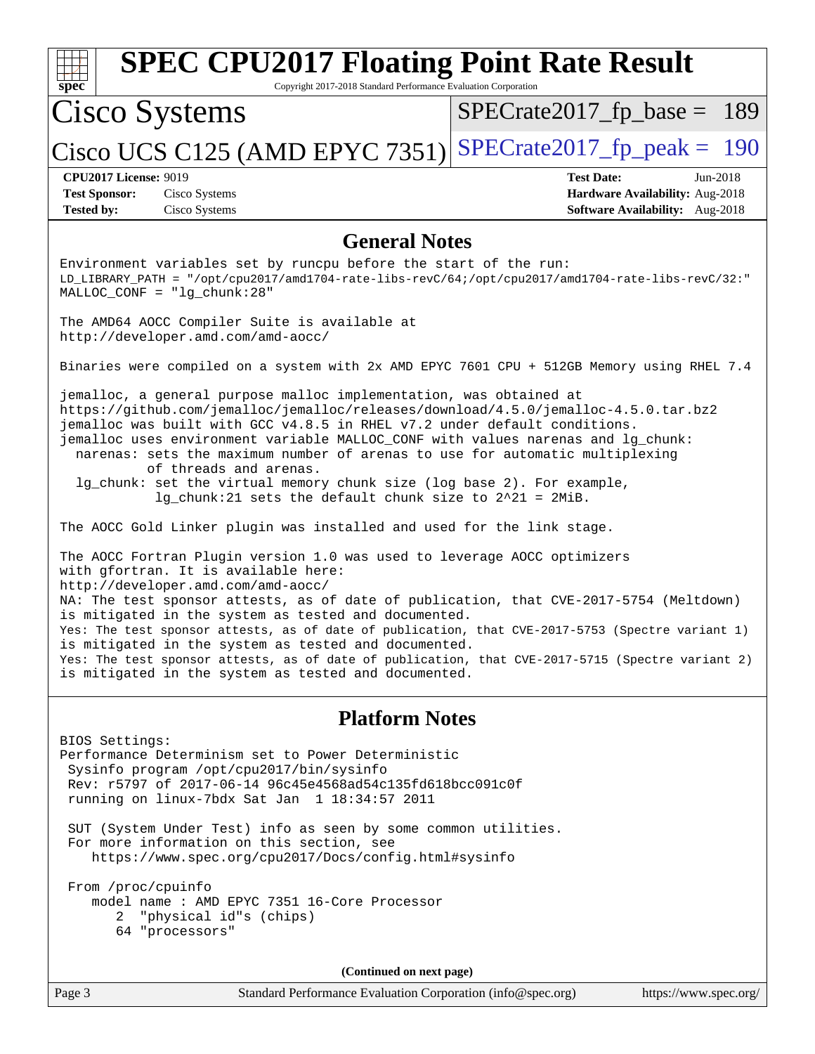# SPEC CPU2017 Floating Point Rate Result

Copyright 2017-2018 Standard Performance Evaluation Corporation

## Cisco Systems

## Cisco UCS C125 (AMD EPYC 7351)

SPECrate2017_fp_base = 189

SPECrate2017_fp_peak = 190

**CPU2017 License:** 9019
**Test Sponsor:** Cisco Systems
**Tested by:** Cisco Systems

**Test Date:** Jun-2018
**Hardware Availability:** Aug-2018
**Software Availability:** Aug-2018

## General Notes

```
Environment variables set by runcpu before the start of the run:
LD_LIBRARY_PATH = "/opt/cpu2017/amd1704-rate-libs-revC/64;/opt/cpu2017/amd1704-rate-libs-revC/32:"
MALLOC_CONF = "lg_chunk:28"

The AMD64 AOCC Compiler Suite is available at
http://developer.amd.com/amd-aocc/

Binaries were compiled on a system with 2x AMD EPYC 7601 CPU + 512GB Memory using RHEL 7.4

jemalloc, a general purpose malloc implementation, was obtained at
https://github.com/jemalloc/jemalloc/releases/download/4.5.0/jemalloc-4.5.0.tar.bz2
jemalloc was built with GCC v4.8.5 in RHEL v7.2 under default conditions.
jemalloc uses environment variable MALLOC_CONF with values narenas and lg_chunk:
  narenas: sets the maximum number of arenas to use for automatic multiplexing
           of threads and arenas.
  lg_chunk: set the virtual memory chunk size (log base 2). For example,
            lg_chunk:21 sets the default chunk size to 2^21 = 2MiB.

The AOCC Gold Linker plugin was installed and used for the link stage.

The AOCC Fortran Plugin version 1.0 was used to leverage AOCC optimizers
with gfortran. It is available here:
http://developer.amd.com/amd-aocc/
NA: The test sponsor attests, as of date of publication, that CVE-2017-5754 (Meltdown)
is mitigated in the system as tested and documented.
Yes: The test sponsor attests, as of date of publication, that CVE-2017-5753 (Spectre variant 1)
is mitigated in the system as tested and documented.
Yes: The test sponsor attests, as of date of publication, that CVE-2017-5715 (Spectre variant 2)
is mitigated in the system as tested and documented.
```

## Platform Notes

```
BIOS Settings:
Performance Determinism set to Power Deterministic
 Sysinfo program /opt/cpu2017/bin/sysinfo
 Rev: r5797 of 2017-06-14 96c45e4568ad54c135fd618bcc091c0f
 running on linux-7bdx Sat Jan  1 18:34:57 2011

 SUT (System Under Test) info as seen by some common utilities.
 For more information on this section, see
    https://www.spec.org/cpu2017/Docs/config.html#sysinfo

 From /proc/cpuinfo
    model name : AMD EPYC 7351 16-Core Processor
       2  "physical id"s (chips)
       64 "processors"
```

**(Continued on next page)**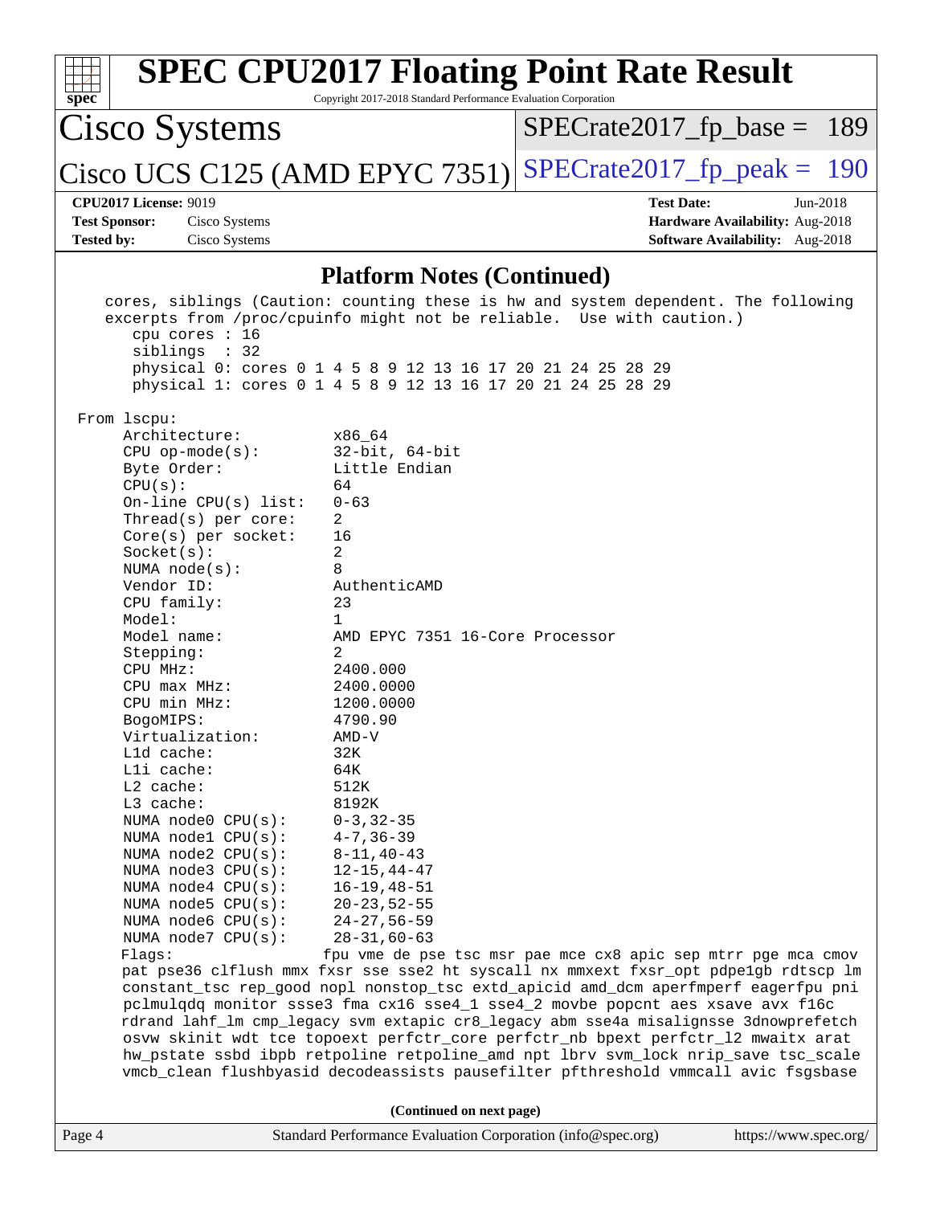# SPEC CPU2017 Floating Point Rate Result

Copyright 2017-2018 Standard Performance Evaluation Corporation

**Cisco Systems**

**Cisco UCS C125 (AMD EPYC 7351)**

SPECrate2017_fp_base = 189

SPECrate2017_fp_peak = 190

| | | | |
|---|---|---|---|
| **CPU2017 License:** | 9019 | **Test Date:** | Jun-2018 |
| **Test Sponsor:** | Cisco Systems | **Hardware Availability:** | Aug-2018 |
| **Tested by:** | Cisco Systems | **Software Availability:** | Aug-2018 |

## Platform Notes (Continued)

```
    cores, siblings (Caution: counting these is hw and system dependent. The following
    excerpts from /proc/cpuinfo might not be reliable.  Use with caution.)
       cpu cores : 16
       siblings  : 32
       physical 0: cores 0 1 4 5 8 9 12 13 16 17 20 21 24 25 28 29
       physical 1: cores 0 1 4 5 8 9 12 13 16 17 20 21 24 25 28 29

 From lscpu:
      Architecture:          x86_64
      CPU op-mode(s):        32-bit, 64-bit
      Byte Order:            Little Endian
      CPU(s):                64
      On-line CPU(s) list:   0-63
      Thread(s) per core:    2
      Core(s) per socket:    16
      Socket(s):             2
      NUMA node(s):          8
      Vendor ID:             AuthenticAMD
      CPU family:            23
      Model:                 1
      Model name:            AMD EPYC 7351 16-Core Processor
      Stepping:              2
      CPU MHz:               2400.000
      CPU max MHz:           2400.0000
      CPU min MHz:           1200.0000
      BogoMIPS:              4790.90
      Virtualization:        AMD-V
      L1d cache:             32K
      L1i cache:             64K
      L2 cache:              512K
      L3 cache:              8192K
      NUMA node0 CPU(s):     0-3,32-35
      NUMA node1 CPU(s):     4-7,36-39
      NUMA node2 CPU(s):     8-11,40-43
      NUMA node3 CPU(s):     12-15,44-47
      NUMA node4 CPU(s):     16-19,48-51
      NUMA node5 CPU(s):     20-23,52-55
      NUMA node6 CPU(s):     24-27,56-59
      NUMA node7 CPU(s):     28-31,60-63
      Flags:                 fpu vme de pse tsc msr pae mce cx8 apic sep mtrr pge mca cmov
      pat pse36 clflush mmx fxsr sse sse2 ht syscall nx mmxext fxsr_opt pdpe1gb rdtscp lm
      constant_tsc rep_good nopl nonstop_tsc extd_apicid amd_dcm aperfmperf eagerfpu pni
      pclmulqdq monitor ssse3 fma cx16 sse4_1 sse4_2 movbe popcnt aes xsave avx f16c
      rdrand lahf_lm cmp_legacy svm extapic cr8_legacy abm sse4a misalignsse 3dnowprefetch
      osvw skinit wdt tce topoext perfctr_core perfctr_nb bpext perfctr_l2 mwaitx arat
      hw_pstate ssbd ibpb retpoline retpoline_amd npt lbrv svm_lock nrip_save tsc_scale
      vmcb_clean flushbyasid decodeassists pausefilter pfthreshold vmmcall avic fsgsbase
```

**(Continued on next page)**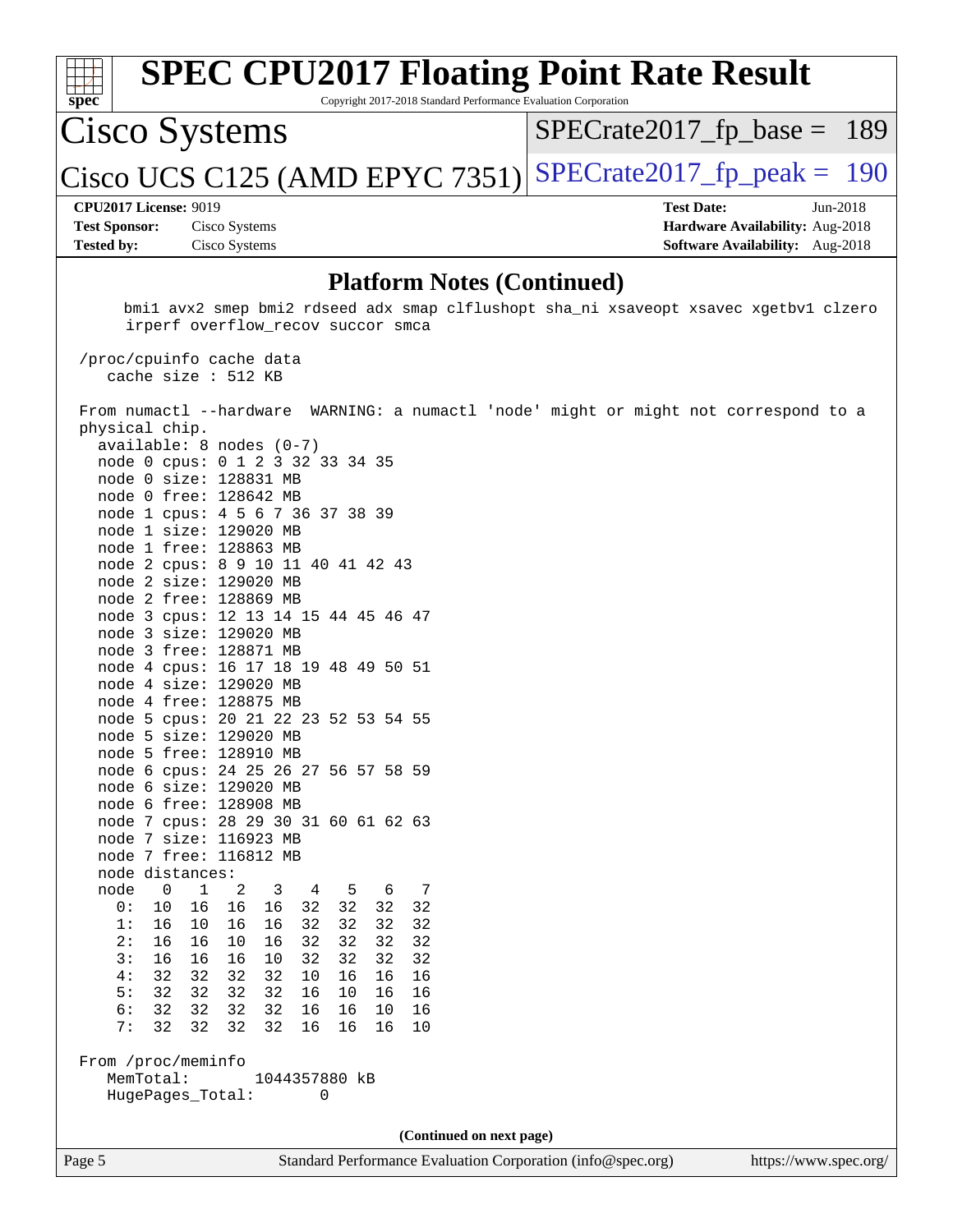# SPEC CPU2017 Floating Point Rate Result

Copyright 2017-2018 Standard Performance Evaluation Corporation

**Cisco Systems**

**Cisco UCS C125 (AMD EPYC 7351)**

SPECrate2017_fp_base = 189

SPECrate2017_fp_peak = 190

**CPU2017 License:** 9019
**Test Sponsor:** Cisco Systems
**Tested by:** Cisco Systems

**Test Date:** Jun-2018
**Hardware Availability:** Aug-2018
**Software Availability:** Aug-2018

## Platform Notes (Continued)

```
      bmi1 avx2 smep bmi2 rdseed adx smap clflushopt sha_ni xsaveopt xsavec xgetbv1 clzero
      irperf overflow_recov succor smca

 /proc/cpuinfo cache data
    cache size : 512 KB

 From numactl --hardware  WARNING: a numactl 'node' might or might not correspond to a
 physical chip.
   available: 8 nodes (0-7)
   node 0 cpus: 0 1 2 3 32 33 34 35
   node 0 size: 128831 MB
   node 0 free: 128642 MB
   node 1 cpus: 4 5 6 7 36 37 38 39
   node 1 size: 129020 MB
   node 1 free: 128863 MB
   node 2 cpus: 8 9 10 11 40 41 42 43
   node 2 size: 129020 MB
   node 2 free: 128869 MB
   node 3 cpus: 12 13 14 15 44 45 46 47
   node 3 size: 129020 MB
   node 3 free: 128871 MB
   node 4 cpus: 16 17 18 19 48 49 50 51
   node 4 size: 129020 MB
   node 4 free: 128875 MB
   node 5 cpus: 20 21 22 23 52 53 54 55
   node 5 size: 129020 MB
   node 5 free: 128910 MB
   node 6 cpus: 24 25 26 27 56 57 58 59
   node 6 size: 129020 MB
   node 6 free: 128908 MB
   node 7 cpus: 28 29 30 31 60 61 62 63
   node 7 size: 116923 MB
   node 7 free: 116812 MB
   node distances:
   node   0   1   2   3   4   5   6   7
     0:  10  16  16  16  32  32  32  32
     1:  16  10  16  16  32  32  32  32
     2:  16  16  10  16  32  32  32  32
     3:  16  16  16  10  32  32  32  32
     4:  32  32  32  32  10  16  16  16
     5:  32  32  32  32  16  10  16  16
     6:  32  32  32  32  16  16  10  16
     7:  32  32  32  32  16  16  16  10

 From /proc/meminfo
    MemTotal:       1044357880 kB
    HugePages_Total:       0
```

**(Continued on next page)**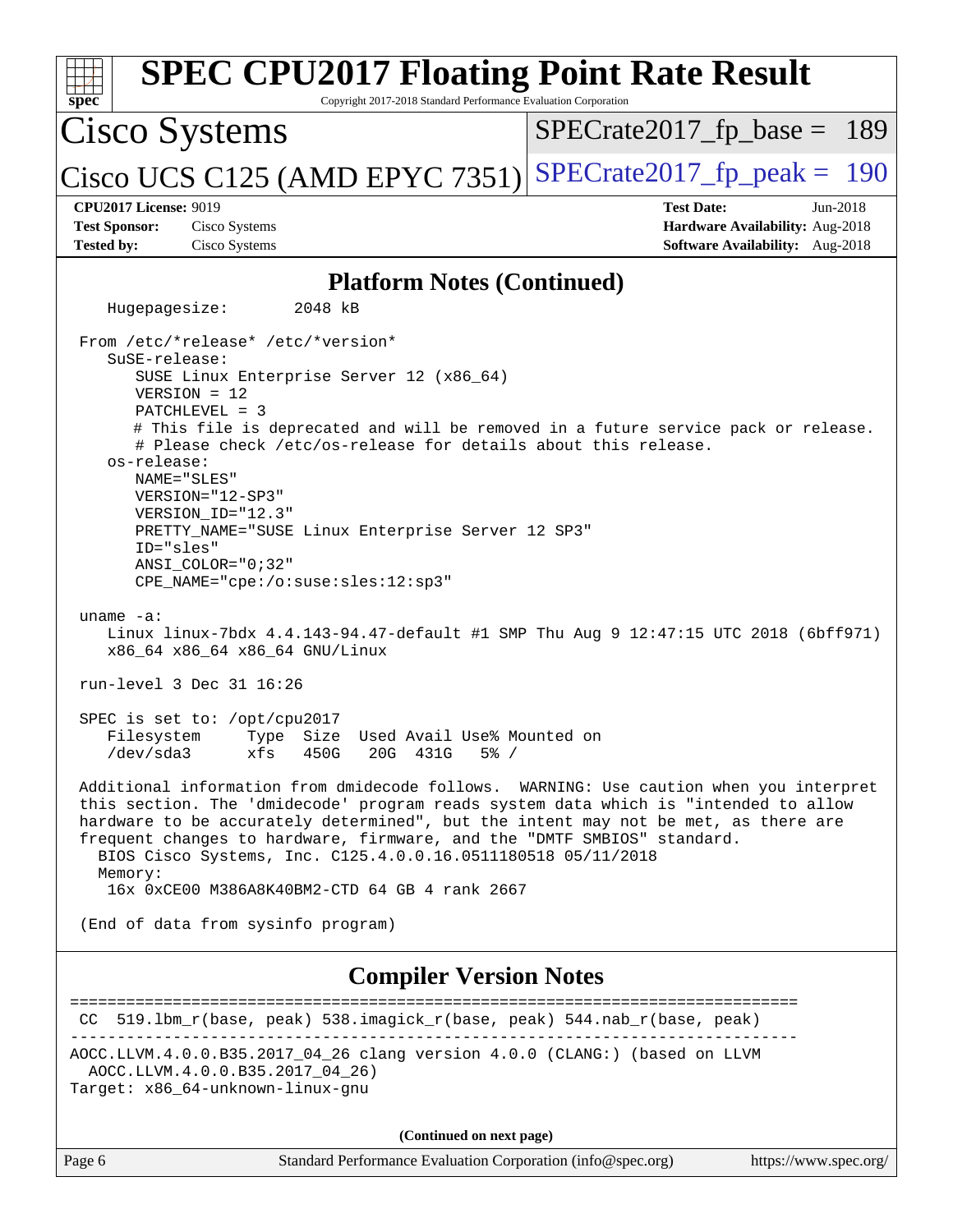## Platform Notes (Continued)

```
   Hugepagesize:        2048 kB

 From /etc/*release* /etc/*version*
   SuSE-release:
      SUSE Linux Enterprise Server 12 (x86_64)
      VERSION = 12
      PATCHLEVEL = 3
      # This file is deprecated and will be removed in a future service pack or release.
      # Please check /etc/os-release for details about this release.
   os-release:
      NAME="SLES"
      VERSION="12-SP3"
      VERSION_ID="12.3"
      PRETTY_NAME="SUSE Linux Enterprise Server 12 SP3"
      ID="sles"
      ANSI_COLOR="0;32"
      CPE_NAME="cpe:/o:suse:sles:12:sp3"

 uname -a:
    Linux linux-7bdx 4.4.143-94.47-default #1 SMP Thu Aug 9 12:47:15 UTC 2018 (6bff971)
    x86_64 x86_64 x86_64 GNU/Linux

 run-level 3 Dec 31 16:26

 SPEC is set to: /opt/cpu2017
    Filesystem     Type  Size  Used Avail Use% Mounted on
    /dev/sda3      xfs   450G   20G  431G   5% /

 Additional information from dmidecode follows.  WARNING: Use caution when you interpret
 this section. The 'dmidecode' program reads system data which is "intended to allow
 hardware to be accurately determined", but the intent may not be met, as there are
 frequent changes to hardware, firmware, and the "DMTF SMBIOS" standard.
   BIOS Cisco Systems, Inc. C125.4.0.0.16.0511180518 05/11/2018
   Memory:
    16x 0xCE00 M386A8K40BM2-CTD 64 GB 4 rank 2667

 (End of data from sysinfo program)
```

## Compiler Version Notes

```
==============================================================================
 CC  519.lbm_r(base, peak) 538.imagick_r(base, peak) 544.nab_r(base, peak)
------------------------------------------------------------------------------
AOCC.LLVM.4.0.0.B35.2017_04_26 clang version 4.0.0 (CLANG:) (based on LLVM
  AOCC.LLVM.4.0.0.B35.2017_04_26)
Target: x86_64-unknown-linux-gnu
```

(Continued on next page)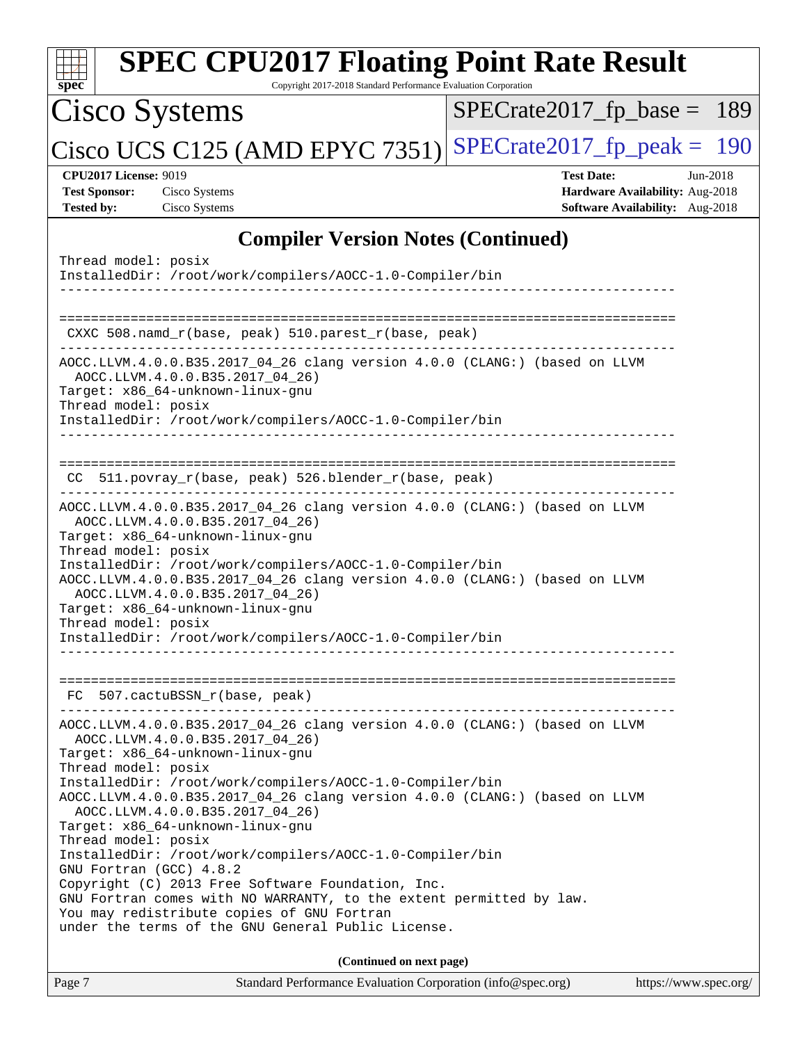## Compiler Version Notes (Continued)

```
Thread model: posix
InstalledDir: /root/work/compilers/AOCC-1.0-Compiler/bin
------------------------------------------------------------------------------

==============================================================================
 CXXC 508.namd_r(base, peak) 510.parest_r(base, peak)
------------------------------------------------------------------------------
AOCC.LLVM.4.0.0.B35.2017_04_26 clang version 4.0.0 (CLANG:) (based on LLVM
  AOCC.LLVM.4.0.0.B35.2017_04_26)
Target: x86_64-unknown-linux-gnu
Thread model: posix
InstalledDir: /root/work/compilers/AOCC-1.0-Compiler/bin
------------------------------------------------------------------------------

==============================================================================
 CC  511.povray_r(base, peak) 526.blender_r(base, peak)
------------------------------------------------------------------------------
AOCC.LLVM.4.0.0.B35.2017_04_26 clang version 4.0.0 (CLANG:) (based on LLVM
  AOCC.LLVM.4.0.0.B35.2017_04_26)
Target: x86_64-unknown-linux-gnu
Thread model: posix
InstalledDir: /root/work/compilers/AOCC-1.0-Compiler/bin
AOCC.LLVM.4.0.0.B35.2017_04_26 clang version 4.0.0 (CLANG:) (based on LLVM
  AOCC.LLVM.4.0.0.B35.2017_04_26)
Target: x86_64-unknown-linux-gnu
Thread model: posix
InstalledDir: /root/work/compilers/AOCC-1.0-Compiler/bin
------------------------------------------------------------------------------

==============================================================================
 FC  507.cactuBSSN_r(base, peak)
------------------------------------------------------------------------------
AOCC.LLVM.4.0.0.B35.2017_04_26 clang version 4.0.0 (CLANG:) (based on LLVM
  AOCC.LLVM.4.0.0.B35.2017_04_26)
Target: x86_64-unknown-linux-gnu
Thread model: posix
InstalledDir: /root/work/compilers/AOCC-1.0-Compiler/bin
AOCC.LLVM.4.0.0.B35.2017_04_26 clang version 4.0.0 (CLANG:) (based on LLVM
  AOCC.LLVM.4.0.0.B35.2017_04_26)
Target: x86_64-unknown-linux-gnu
Thread model: posix
InstalledDir: /root/work/compilers/AOCC-1.0-Compiler/bin
GNU Fortran (GCC) 4.8.2
Copyright (C) 2013 Free Software Foundation, Inc.
GNU Fortran comes with NO WARRANTY, to the extent permitted by law.
You may redistribute copies of GNU Fortran
under the terms of the GNU General Public License.
```

**(Continued on next page)**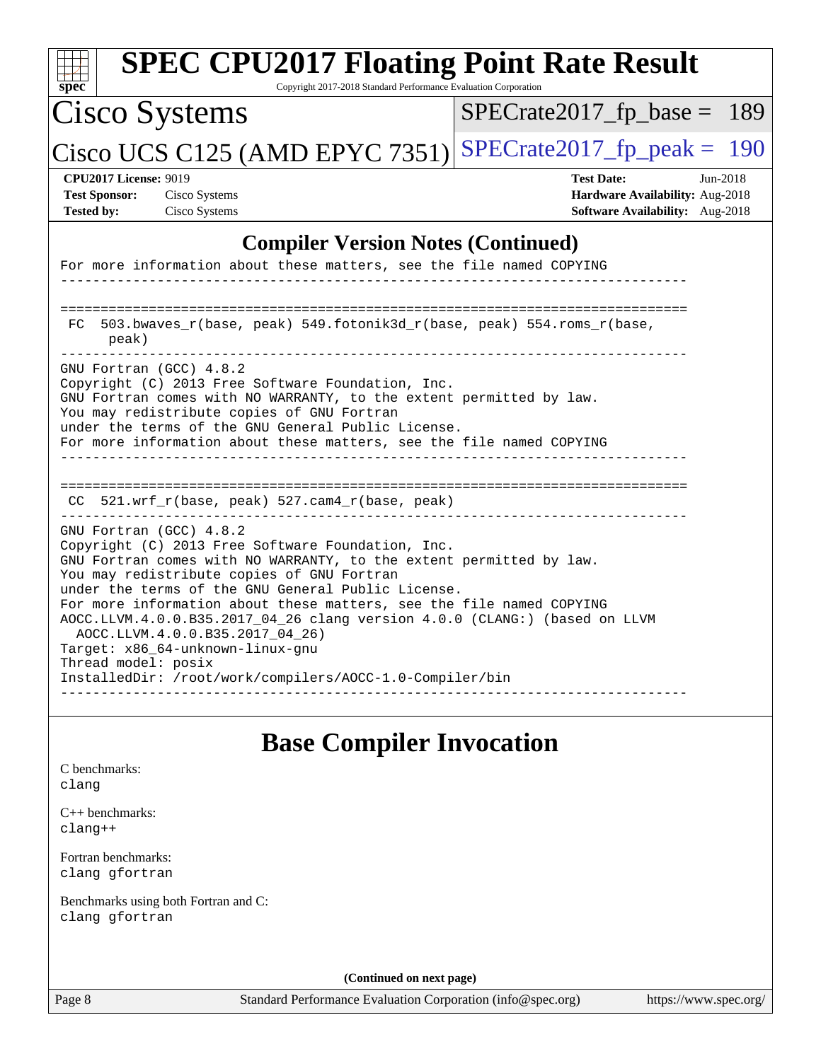## Compiler Version Notes (Continued)

```
For more information about these matters, see the file named COPYING
------------------------------------------------------------------------------

==============================================================================
 FC  503.bwaves_r(base, peak) 549.fotonik3d_r(base, peak) 554.roms_r(base,
      peak)
------------------------------------------------------------------------------
GNU Fortran (GCC) 4.8.2
Copyright (C) 2013 Free Software Foundation, Inc.
GNU Fortran comes with NO WARRANTY, to the extent permitted by law.
You may redistribute copies of GNU Fortran
under the terms of the GNU General Public License.
For more information about these matters, see the file named COPYING
------------------------------------------------------------------------------

==============================================================================
 CC  521.wrf_r(base, peak) 527.cam4_r(base, peak)
------------------------------------------------------------------------------
GNU Fortran (GCC) 4.8.2
Copyright (C) 2013 Free Software Foundation, Inc.
GNU Fortran comes with NO WARRANTY, to the extent permitted by law.
You may redistribute copies of GNU Fortran
under the terms of the GNU General Public License.
For more information about these matters, see the file named COPYING
AOCC.LLVM.4.0.0.B35.2017_04_26 clang version 4.0.0 (CLANG:) (based on LLVM
  AOCC.LLVM.4.0.0.B35.2017_04_26)
Target: x86_64-unknown-linux-gnu
Thread model: posix
InstalledDir: /root/work/compilers/AOCC-1.0-Compiler/bin
------------------------------------------------------------------------------
```

## Base Compiler Invocation

C benchmarks:
clang

C++ benchmarks:
clang++

Fortran benchmarks:
clang gfortran

Benchmarks using both Fortran and C:
clang gfortran

**(Continued on next page)**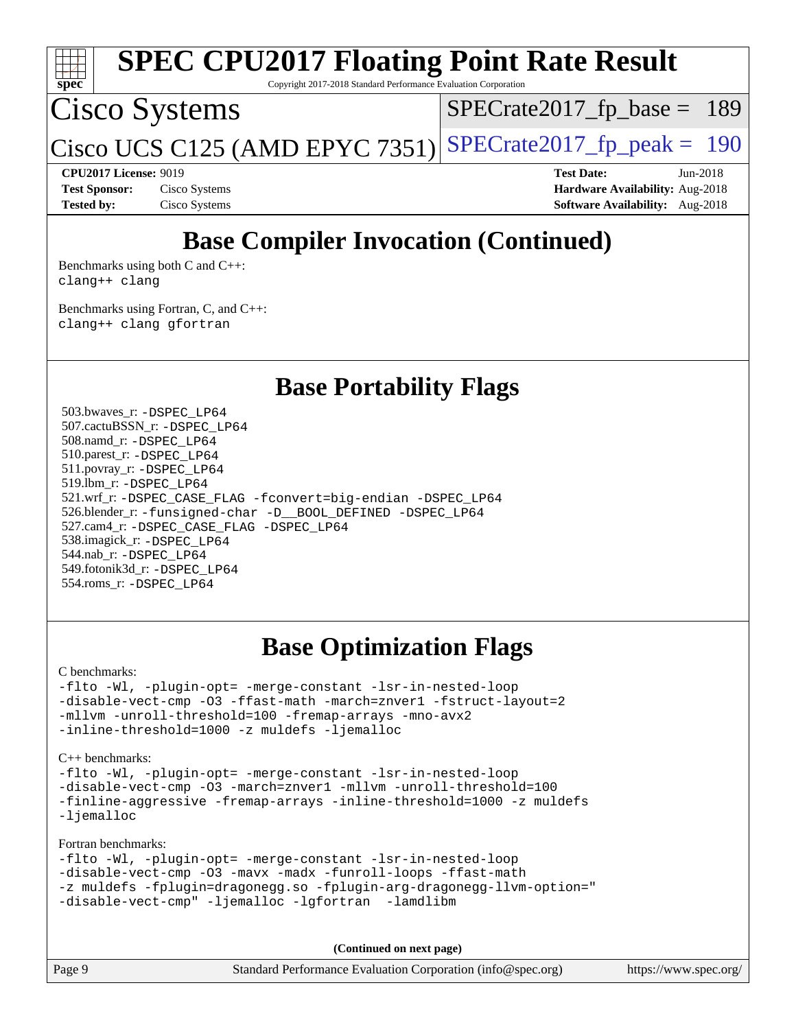# SPEC CPU2017 Floating Point Rate Result

Copyright 2017-2018 Standard Performance Evaluation Corporation

## Cisco Systems

Cisco UCS C125 (AMD EPYC 7351)

SPECrate2017_fp_base = 189

SPECrate2017_fp_peak = 190

**CPU2017 License:** 9019
**Test Sponsor:** Cisco Systems
**Tested by:** Cisco Systems

**Test Date:** Jun-2018
**Hardware Availability:** Aug-2018
**Software Availability:** Aug-2018

## Base Compiler Invocation (Continued)

Benchmarks using both C and C++:
```
clang++ clang
```

Benchmarks using Fortran, C, and C++:
```
clang++ clang gfortran
```

## Base Portability Flags

503.bwaves_r: -DSPEC_LP64
507.cactuBSSN_r: -DSPEC_LP64
508.namd_r: -DSPEC_LP64
510.parest_r: -DSPEC_LP64
511.povray_r: -DSPEC_LP64
519.lbm_r: -DSPEC_LP64
521.wrf_r: -DSPEC_CASE_FLAG -fconvert=big-endian -DSPEC_LP64
526.blender_r: -funsigned-char -D__BOOL_DEFINED -DSPEC_LP64
527.cam4_r: -DSPEC_CASE_FLAG -DSPEC_LP64
538.imagick_r: -DSPEC_LP64
544.nab_r: -DSPEC_LP64
549.fotonik3d_r: -DSPEC_LP64
554.roms_r: -DSPEC_LP64

## Base Optimization Flags

C benchmarks:
```
-flto -Wl, -plugin-opt= -merge-constant -lsr-in-nested-loop
-disable-vect-cmp -O3 -ffast-math -march=znver1 -fstruct-layout=2
-mllvm -unroll-threshold=100 -fremap-arrays -mno-avx2
-inline-threshold=1000 -z muldefs -ljemalloc
```

C++ benchmarks:
```
-flto -Wl, -plugin-opt= -merge-constant -lsr-in-nested-loop
-disable-vect-cmp -O3 -march=znver1 -mllvm -unroll-threshold=100
-finline-aggressive -fremap-arrays -inline-threshold=1000 -z muldefs
-ljemalloc
```

Fortran benchmarks:
```
-flto -Wl, -plugin-opt= -merge-constant -lsr-in-nested-loop
-disable-vect-cmp -O3 -mavx -madx -funroll-loops -ffast-math
-z muldefs -fplugin=dragonegg.so -fplugin-arg-dragonegg-llvm-option="
-disable-vect-cmp" -ljemalloc -lgfortran  -lamdlibm
```

(Continued on next page)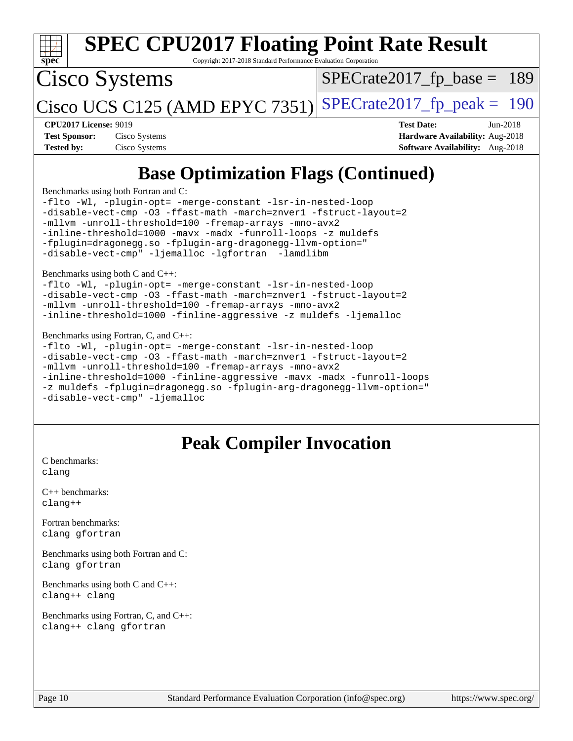## Base Optimization Flags (Continued)

Benchmarks using both Fortran and C:

```
-flto -Wl, -plugin-opt= -merge-constant -lsr-in-nested-loop
-disable-vect-cmp -O3 -ffast-math -march=znver1 -fstruct-layout=2
-mllvm -unroll-threshold=100 -fremap-arrays -mno-avx2
-inline-threshold=1000 -mavx -madx -funroll-loops -z muldefs
-fplugin=dragonegg.so -fplugin-arg-dragonegg-llvm-option="
-disable-vect-cmp" -ljemalloc -lgfortran  -lamdlibm
```

Benchmarks using both C and C++:

```
-flto -Wl, -plugin-opt= -merge-constant -lsr-in-nested-loop
-disable-vect-cmp -O3 -ffast-math -march=znver1 -fstruct-layout=2
-mllvm -unroll-threshold=100 -fremap-arrays -mno-avx2
-inline-threshold=1000 -finline-aggressive -z muldefs -ljemalloc
```

Benchmarks using Fortran, C, and C++:

```
-flto -Wl, -plugin-opt= -merge-constant -lsr-in-nested-loop
-disable-vect-cmp -O3 -ffast-math -march=znver1 -fstruct-layout=2
-mllvm -unroll-threshold=100 -fremap-arrays -mno-avx2
-inline-threshold=1000 -finline-aggressive -mavx -madx -funroll-loops
-z muldefs -fplugin=dragonegg.so -fplugin-arg-dragonegg-llvm-option="
-disable-vect-cmp" -ljemalloc
```

## Peak Compiler Invocation

C benchmarks:
```
clang
```

C++ benchmarks:
```
clang++
```

Fortran benchmarks:
```
clang gfortran
```

Benchmarks using both Fortran and C:
```
clang gfortran
```

Benchmarks using both C and C++:
```
clang++ clang
```

Benchmarks using Fortran, C, and C++:
```
clang++ clang gfortran
```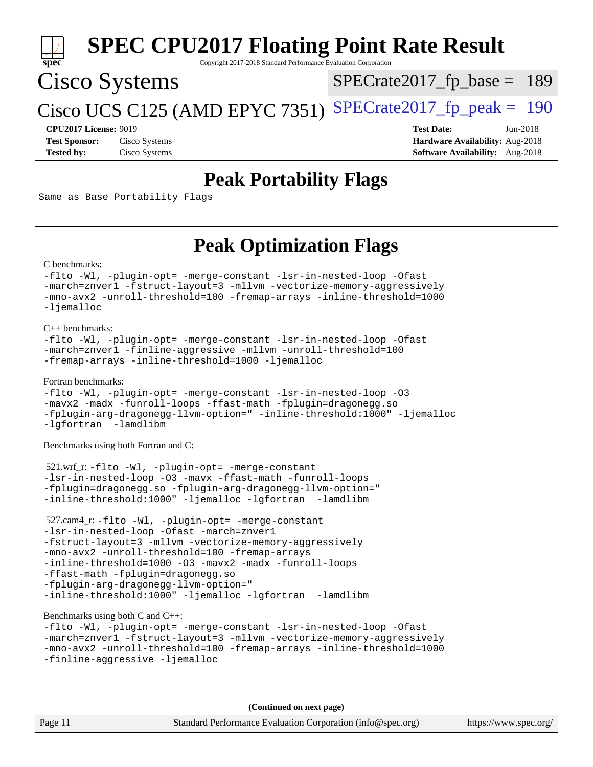## Peak Portability Flags

Same as Base Portability Flags

## Peak Optimization Flags

C benchmarks:

```
-flto -Wl, -plugin-opt= -merge-constant -lsr-in-nested-loop -Ofast
-march=znver1 -fstruct-layout=3 -mllvm -vectorize-memory-aggressively
-mno-avx2 -unroll-threshold=100 -fremap-arrays -inline-threshold=1000
-ljemalloc
```

C++ benchmarks:

```
-flto -Wl, -plugin-opt= -merge-constant -lsr-in-nested-loop -Ofast
-march=znver1 -finline-aggressive -mllvm -unroll-threshold=100
-fremap-arrays -inline-threshold=1000 -ljemalloc
```

Fortran benchmarks:

```
-flto -Wl, -plugin-opt= -merge-constant -lsr-in-nested-loop -O3
-mavx2 -madx -funroll-loops -ffast-math -fplugin=dragonegg.so
-fplugin-arg-dragonegg-llvm-option=" -inline-threshold:1000" -ljemalloc
-lgfortran -lamdlibm
```

Benchmarks using both Fortran and C:

521.wrf_r:
```
-flto -Wl, -plugin-opt= -merge-constant
-lsr-in-nested-loop -O3 -mavx -ffast-math -funroll-loops
-fplugin=dragonegg.so -fplugin-arg-dragonegg-llvm-option="
-inline-threshold:1000" -ljemalloc -lgfortran -lamdlibm
```

527.cam4_r:
```
-flto -Wl, -plugin-opt= -merge-constant
-lsr-in-nested-loop -Ofast -march=znver1
-fstruct-layout=3 -mllvm -vectorize-memory-aggressively
-mno-avx2 -unroll-threshold=100 -fremap-arrays
-inline-threshold=1000 -O3 -mavx2 -madx -funroll-loops
-ffast-math -fplugin=dragonegg.so
-fplugin-arg-dragonegg-llvm-option="
-inline-threshold:1000" -ljemalloc -lgfortran -lamdlibm
```

Benchmarks using both C and C++:

```
-flto -Wl, -plugin-opt= -merge-constant -lsr-in-nested-loop -Ofast
-march=znver1 -fstruct-layout=3 -mllvm -vectorize-memory-aggressively
-mno-avx2 -unroll-threshold=100 -fremap-arrays -inline-threshold=1000
-finline-aggressive -ljemalloc
```

**(Continued on next page)**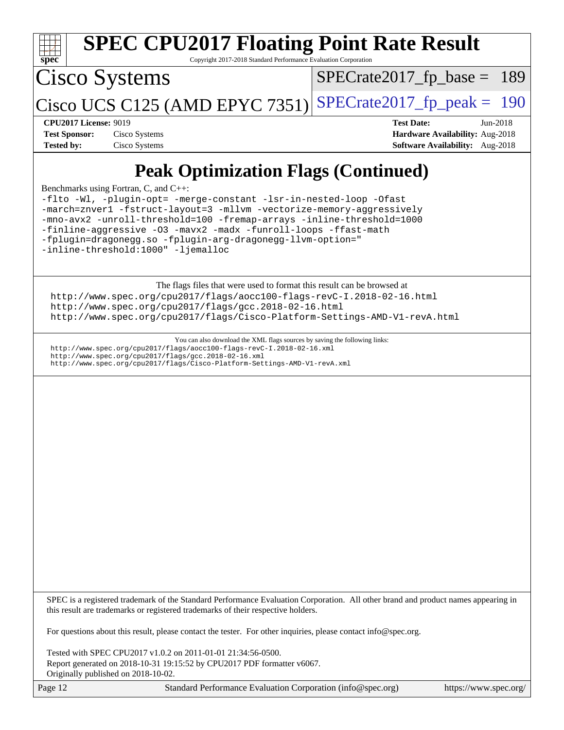# SPEC CPU2017 Floating Point Rate Result

Copyright 2017-2018 Standard Performance Evaluation Corporation

**Cisco Systems**

**Cisco UCS C125 (AMD EPYC 7351)**

SPECrate2017_fp_base = 189

SPECrate2017_fp_peak = 190

**CPU2017 License:** 9019
**Test Sponsor:** Cisco Systems
**Tested by:** Cisco Systems

**Test Date:** Jun-2018
**Hardware Availability:** Aug-2018
**Software Availability:** Aug-2018

## Peak Optimization Flags (Continued)

Benchmarks using Fortran, C, and C++:

```
-flto -Wl, -plugin-opt= -merge-constant -lsr-in-nested-loop -Ofast
-march=znver1 -fstruct-layout=3 -mllvm -vectorize-memory-aggressively
-mno-avx2 -unroll-threshold=100 -fremap-arrays -inline-threshold=1000
-finline-aggressive -O3 -mavx2 -madx -funroll-loops -ffast-math
-fplugin=dragonegg.so -fplugin-arg-dragonegg-llvm-option="
-inline-threshold:1000" -ljemalloc
```

The flags files that were used to format this result can be browsed at

http://www.spec.org/cpu2017/flags/aocc100-flags-revC-I.2018-02-16.html
http://www.spec.org/cpu2017/flags/gcc.2018-02-16.html
http://www.spec.org/cpu2017/flags/Cisco-Platform-Settings-AMD-V1-revA.html

You can also download the XML flags sources by saving the following links:

http://www.spec.org/cpu2017/flags/aocc100-flags-revC-I.2018-02-16.xml
http://www.spec.org/cpu2017/flags/gcc.2018-02-16.xml
http://www.spec.org/cpu2017/flags/Cisco-Platform-Settings-AMD-V1-revA.xml

SPEC is a registered trademark of the Standard Performance Evaluation Corporation. All other brand and product names appearing in this result are trademarks or registered trademarks of their respective holders.

For questions about this result, please contact the tester. For other inquiries, please contact info@spec.org.

Tested with SPEC CPU2017 v1.0.2 on 2011-01-01 21:34:56-0500.
Report generated on 2018-10-31 19:15:52 by CPU2017 PDF formatter v6067.
Originally published on 2018-10-02.